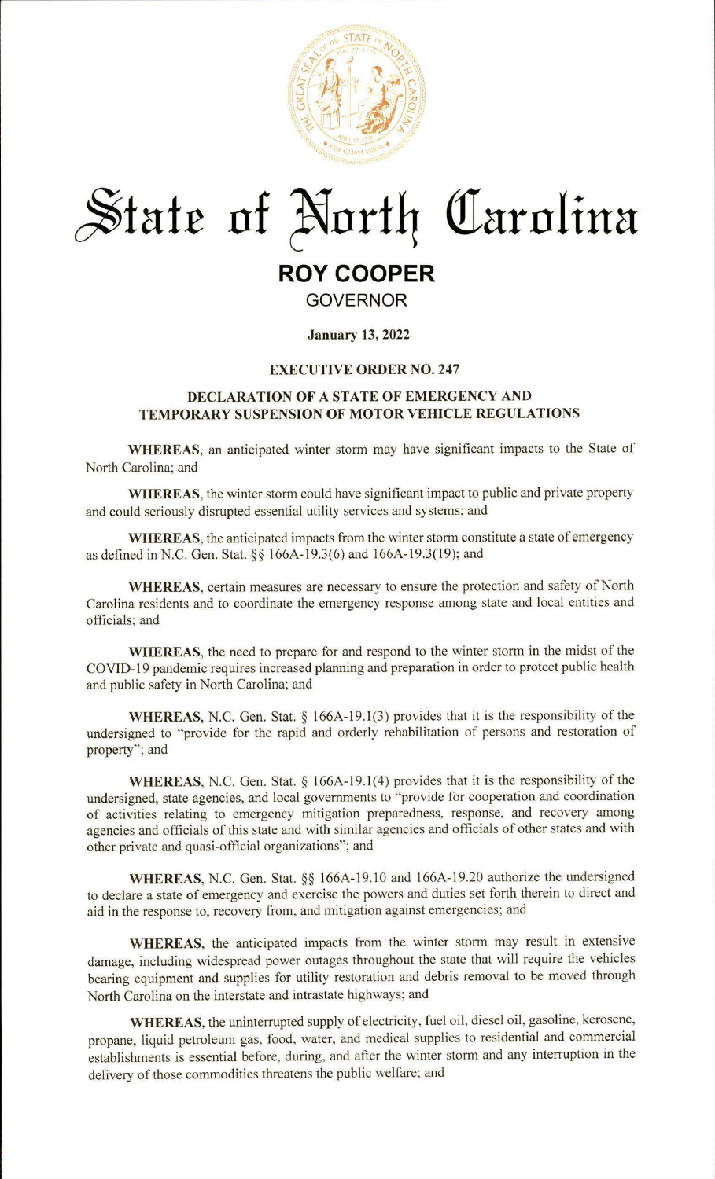# State of North Carolina

## ROY COOPER

GOVERNOR

**January 13, 2022**

**EXECUTIVE ORDER NO. 247**

**DECLARATION OF A STATE OF EMERGENCY AND TEMPORARY SUSPENSION OF MOTOR VEHICLE REGULATIONS**

**WHEREAS**, an anticipated winter storm may have significant impacts to the State of North Carolina; and

**WHEREAS**, the winter storm could have significant impact to public and private property and could seriously disrupted essential utility services and systems; and

**WHEREAS**, the anticipated impacts from the winter storm constitute a state of emergency as defined in N.C. Gen. Stat. §§ 166A-19.3(6) and 166A-19.3(19); and

**WHEREAS**, certain measures are necessary to ensure the protection and safety of North Carolina residents and to coordinate the emergency response among state and local entities and officials; and

**WHEREAS**, the need to prepare for and respond to the winter storm in the midst of the COVID-19 pandemic requires increased planning and preparation in order to protect public health and public safety in North Carolina; and

**WHEREAS**, N.C. Gen. Stat. § 166A-19.1(3) provides that it is the responsibility of the undersigned to "provide for the rapid and orderly rehabilitation of persons and restoration of property"; and

**WHEREAS**, N.C. Gen. Stat. § 166A-19.1(4) provides that it is the responsibility of the undersigned, state agencies, and local governments to "provide for cooperation and coordination of activities relating to emergency mitigation preparedness, response, and recovery among agencies and officials of this state and with similar agencies and officials of other states and with other private and quasi-official organizations"; and

**WHEREAS**, N.C. Gen. Stat. §§ 166A-19.10 and 166A-19.20 authorize the undersigned to declare a state of emergency and exercise the powers and duties set forth therein to direct and aid in the response to, recovery from, and mitigation against emergencies; and

**WHEREAS**, the anticipated impacts from the winter storm may result in extensive damage, including widespread power outages throughout the state that will require the vehicles bearing equipment and supplies for utility restoration and debris removal to be moved through North Carolina on the interstate and intrastate highways; and

**WHEREAS**, the uninterrupted supply of electricity, fuel oil, diesel oil, gasoline, kerosene, propane, liquid petroleum gas, food, water, and medical supplies to residential and commercial establishments is essential before, during, and after the winter storm and any interruption in the delivery of those commodities threatens the public welfare; and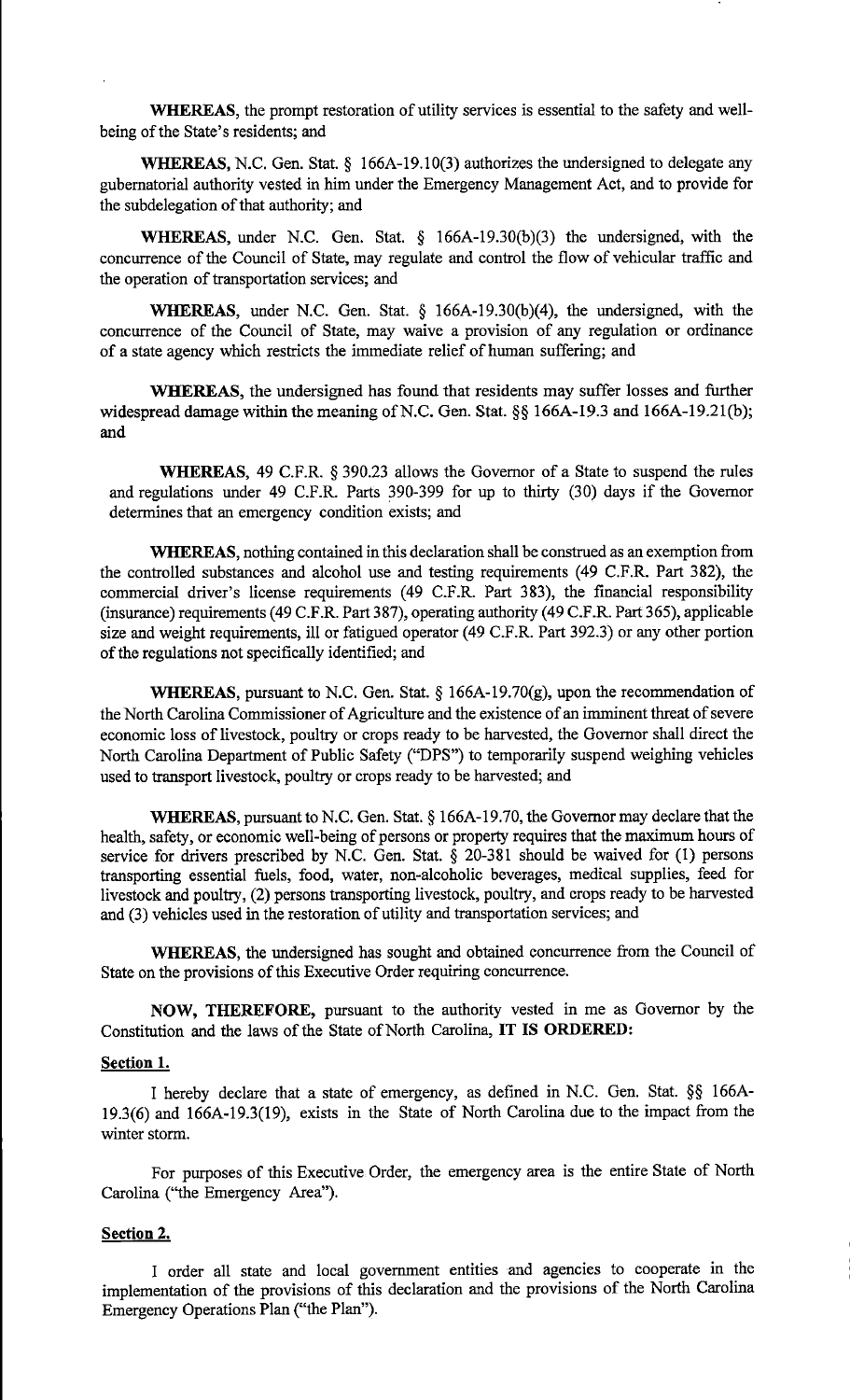**WHEREAS**, the prompt restoration of utility services is essential to the safety and well-being of the State's residents; and

**WHEREAS**, N.C. Gen. Stat. § 166A-19.10(3) authorizes the undersigned to delegate any gubernatorial authority vested in him under the Emergency Management Act, and to provide for the subdelegation of that authority; and

**WHEREAS**, under N.C. Gen. Stat. § 166A-19.30(b)(3) the undersigned, with the concurrence of the Council of State, may regulate and control the flow of vehicular traffic and the operation of transportation services; and

**WHEREAS**, under N.C. Gen. Stat. § 166A-19.30(b)(4), the undersigned, with the concurrence of the Council of State, may waive a provision of any regulation or ordinance of a state agency which restricts the immediate relief of human suffering; and

**WHEREAS**, the undersigned has found that residents may suffer losses and further widespread damage within the meaning of N.C. Gen. Stat. §§ 166A-19.3 and 166A-19.21(b); and

**WHEREAS**, 49 C.F.R. § 390.23 allows the Governor of a State to suspend the rules and regulations under 49 C.F.R. Parts 390-399 for up to thirty (30) days if the Governor determines that an emergency condition exists; and

**WHEREAS**, nothing contained in this declaration shall be construed as an exemption from the controlled substances and alcohol use and testing requirements (49 C.F.R. Part 382), the commercial driver's license requirements (49 C.F.R. Part 383), the financial responsibility (insurance) requirements (49 C.F.R. Part 387), operating authority (49 C.F.R. Part 365), applicable size and weight requirements, ill or fatigued operator (49 C.F.R. Part 392.3) or any other portion of the regulations not specifically identified; and

**WHEREAS**, pursuant to N.C. Gen. Stat. § 166A-19.70(g), upon the recommendation of the North Carolina Commissioner of Agriculture and the existence of an imminent threat of severe economic loss of livestock, poultry or crops ready to be harvested, the Governor shall direct the North Carolina Department of Public Safety ("DPS") to temporarily suspend weighing vehicles used to transport livestock, poultry or crops ready to be harvested; and

**WHEREAS**, pursuant to N.C. Gen. Stat. § 166A-19.70, the Governor may declare that the health, safety, or economic well-being of persons or property requires that the maximum hours of service for drivers prescribed by N.C. Gen. Stat. § 20-381 should be waived for (1) persons transporting essential fuels, food, water, non-alcoholic beverages, medical supplies, feed for livestock and poultry, (2) persons transporting livestock, poultry, and crops ready to be harvested and (3) vehicles used in the restoration of utility and transportation services; and

**WHEREAS**, the undersigned has sought and obtained concurrence from the Council of State on the provisions of this Executive Order requiring concurrence.

**NOW, THEREFORE,** pursuant to the authority vested in me as Governor by the Constitution and the laws of the State of North Carolina, **IT IS ORDERED:**

**Section 1.**

I hereby declare that a state of emergency, as defined in N.C. Gen. Stat. §§ 166A-19.3(6) and 166A-19.3(19), exists in the State of North Carolina due to the impact from the winter storm.

For purposes of this Executive Order, the emergency area is the entire State of North Carolina ("the Emergency Area").

**Section 2.**

I order all state and local government entities and agencies to cooperate in the implementation of the provisions of this declaration and the provisions of the North Carolina Emergency Operations Plan ("the Plan").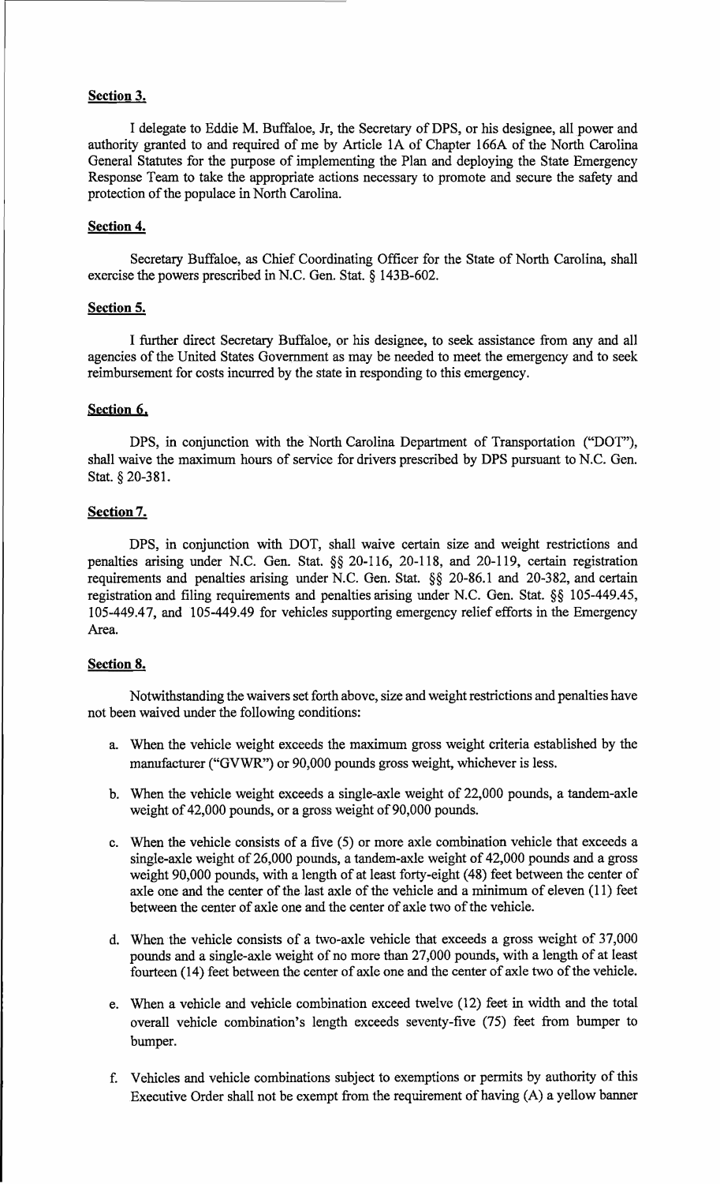**Section 3.**

I delegate to Eddie M. Buffaloe, Jr, the Secretary of DPS, or his designee, all power and authority granted to and required of me by Article 1A of Chapter 166A of the North Carolina General Statutes for the purpose of implementing the Plan and deploying the State Emergency Response Team to take the appropriate actions necessary to promote and secure the safety and protection of the populace in North Carolina.

**Section 4.**

Secretary Buffaloe, as Chief Coordinating Officer for the State of North Carolina, shall exercise the powers prescribed in N.C. Gen. Stat. § 143B-602.

**Section 5.**

I further direct Secretary Buffaloe, or his designee, to seek assistance from any and all agencies of the United States Government as may be needed to meet the emergency and to seek reimbursement for costs incurred by the state in responding to this emergency.

**Section 6.**

DPS, in conjunction with the North Carolina Department of Transportation ("DOT"), shall waive the maximum hours of service for drivers prescribed by DPS pursuant to N.C. Gen. Stat. § 20-381.

**Section 7.**

DPS, in conjunction with DOT, shall waive certain size and weight restrictions and penalties arising under N.C. Gen. Stat. §§ 20-116, 20-118, and 20-119, certain registration requirements and penalties arising under N.C. Gen. Stat. §§ 20-86.1 and 20-382, and certain registration and filing requirements and penalties arising under N.C. Gen. Stat. §§ 105-449.45, 105-449.47, and 105-449.49 for vehicles supporting emergency relief efforts in the Emergency Area.

**Section 8.**

Notwithstanding the waivers set forth above, size and weight restrictions and penalties have not been waived under the following conditions:

a. When the vehicle weight exceeds the maximum gross weight criteria established by the manufacturer ("GVWR") or 90,000 pounds gross weight, whichever is less.

b. When the vehicle weight exceeds a single-axle weight of 22,000 pounds, a tandem-axle weight of 42,000 pounds, or a gross weight of 90,000 pounds.

c. When the vehicle consists of a five (5) or more axle combination vehicle that exceeds a single-axle weight of 26,000 pounds, a tandem-axle weight of 42,000 pounds and a gross weight 90,000 pounds, with a length of at least forty-eight (48) feet between the center of axle one and the center of the last axle of the vehicle and a minimum of eleven (11) feet between the center of axle one and the center of axle two of the vehicle.

d. When the vehicle consists of a two-axle vehicle that exceeds a gross weight of 37,000 pounds and a single-axle weight of no more than 27,000 pounds, with a length of at least fourteen (14) feet between the center of axle one and the center of axle two of the vehicle.

e. When a vehicle and vehicle combination exceed twelve (12) feet in width and the total overall vehicle combination's length exceeds seventy-five (75) feet from bumper to bumper.

f. Vehicles and vehicle combinations subject to exemptions or permits by authority of this Executive Order shall not be exempt from the requirement of having (A) a yellow banner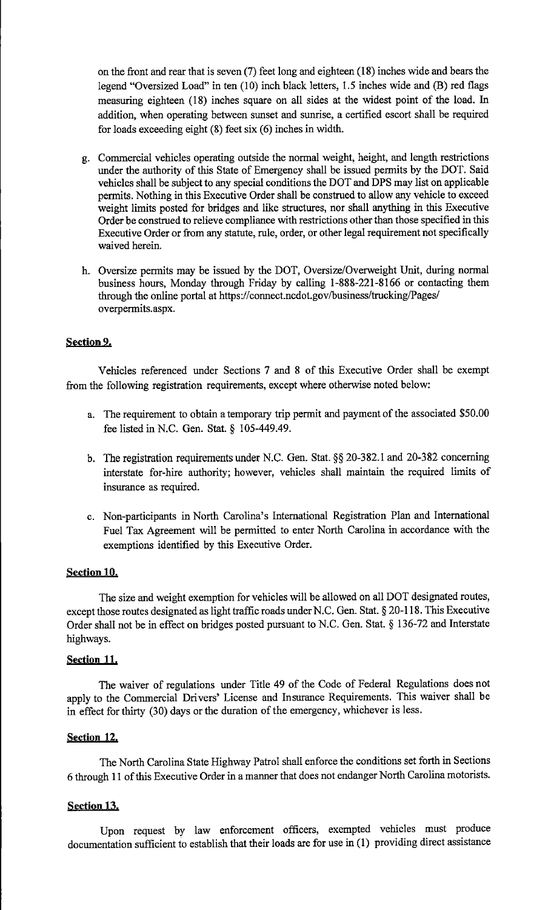on the front and rear that is seven (7) feet long and eighteen (18) inches wide and bears the legend "Oversized Load" in ten (10) inch black letters, 1.5 inches wide and (B) red flags measuring eighteen (18) inches square on all sides at the widest point of the load. In addition, when operating between sunset and sunrise, a certified escort shall be required for loads exceeding eight (8) feet six (6) inches in width.

g. Commercial vehicles operating outside the normal weight, height, and length restrictions under the authority of this State of Emergency shall be issued permits by the DOT. Said vehicles shall be subject to any special conditions the DOT and DPS may list on applicable permits. Nothing in this Executive Order shall be construed to allow any vehicle to exceed weight limits posted for bridges and like structures, nor shall anything in this Executive Order be construed to relieve compliance with restrictions other than those specified in this Executive Order or from any statute, rule, order, or other legal requirement not specifically waived herein.

h. Oversize permits may be issued by the DOT, Oversize/Overweight Unit, during normal business hours, Monday through Friday by calling 1-888-221-8166 or contacting them through the online portal at https://connect.ncdot.gov/business/trucking/Pages/overpermits.aspx.

**Section 9.**

Vehicles referenced under Sections 7 and 8 of this Executive Order shall be exempt from the following registration requirements, except where otherwise noted below:

a. The requirement to obtain a temporary trip permit and payment of the associated $50.00 fee listed in N.C. Gen. Stat. § 105-449.49.

b. The registration requirements under N.C. Gen. Stat. §§ 20-382.1 and 20-382 concerning interstate for-hire authority; however, vehicles shall maintain the required limits of insurance as required.

c. Non-participants in North Carolina's International Registration Plan and International Fuel Tax Agreement will be permitted to enter North Carolina in accordance with the exemptions identified by this Executive Order.

**Section 10.**

The size and weight exemption for vehicles will be allowed on all DOT designated routes, except those routes designated as light traffic roads under N.C. Gen. Stat. § 20-118. This Executive Order shall not be in effect on bridges posted pursuant to N.C. Gen. Stat. § 136-72 and Interstate highways.

**Section 11.**

The waiver of regulations under Title 49 of the Code of Federal Regulations does not apply to the Commercial Drivers' License and Insurance Requirements. This waiver shall be in effect for thirty (30) days or the duration of the emergency, whichever is less.

**Section 12.**

The North Carolina State Highway Patrol shall enforce the conditions set forth in Sections 6 through 11 of this Executive Order in a manner that does not endanger North Carolina motorists.

**Section 13.**

Upon request by law enforcement officers, exempted vehicles must produce documentation sufficient to establish that their loads are for use in (1) providing direct assistance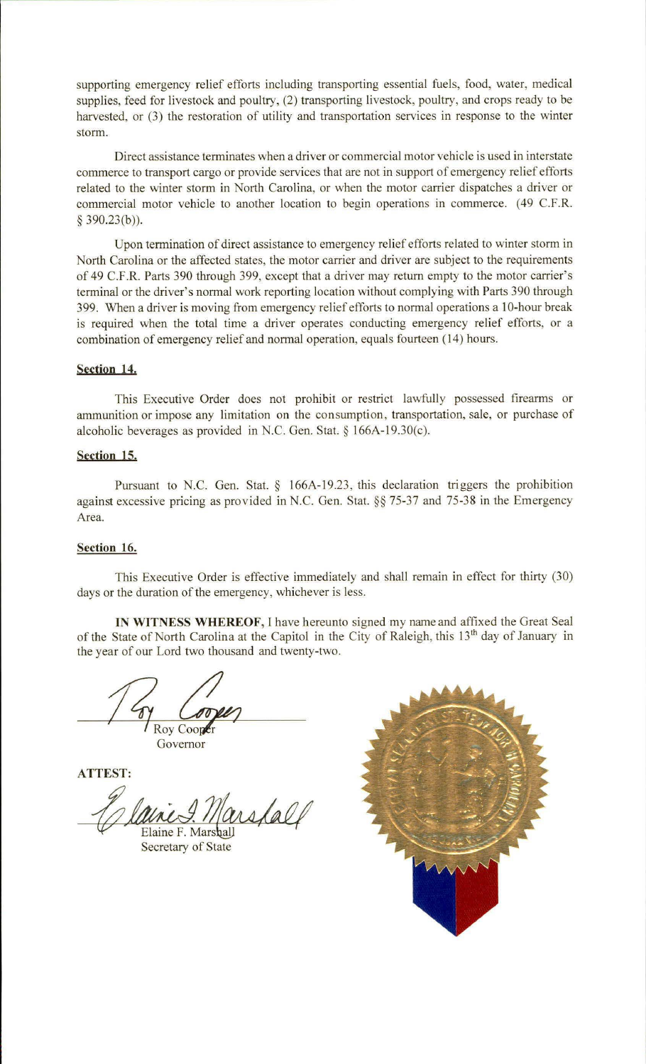supporting emergency relief efforts including transporting essential fuels, food, water, medical supplies, feed for livestock and poultry, (2) transporting livestock, poultry, and crops ready to be harvested, or (3) the restoration of utility and transportation services in response to the winter storm.

Direct assistance terminates when a driver or commercial motor vehicle is used in interstate commerce to transport cargo or provide services that are not in support of emergency relief efforts related to the winter storm in North Carolina, or when the motor carrier dispatches a driver or commercial motor vehicle to another location to begin operations in commerce. (49 C.F.R. § 390.23(b)).

Upon termination of direct assistance to emergency relief efforts related to winter storm in North Carolina or the affected states, the motor carrier and driver are subject to the requirements of 49 C.F.R. Parts 390 through 399, except that a driver may return empty to the motor carrier's terminal or the driver's normal work reporting location without complying with Parts 390 through 399. When a driver is moving from emergency relief efforts to normal operations a 10-hour break is required when the total time a driver operates conducting emergency relief efforts, or a combination of emergency relief and normal operation, equals fourteen (14) hours.

**Section 14.**

This Executive Order does not prohibit or restrict lawfully possessed firearms or ammunition or impose any limitation on the consumption, transportation, sale, or purchase of alcoholic beverages as provided in N.C. Gen. Stat. § 166A-19.30(c).

**Section 15.**

Pursuant to N.C. Gen. Stat. § 166A-19.23, this declaration triggers the prohibition against excessive pricing as provided in N.C. Gen. Stat. §§ 75-37 and 75-38 in the Emergency Area.

**Section 16.**

This Executive Order is effective immediately and shall remain in effect for thirty (30) days or the duration of the emergency, whichever is less.

**IN WITNESS WHEREOF,** I have hereunto signed my name and affixed the Great Seal of the State of North Carolina at the Capitol in the City of Raleigh, this 13th day of January in the year of our Lord two thousand and twenty-two.

Roy Cooper
Governor

**ATTEST:**

Elaine F. Marshall
Secretary of State